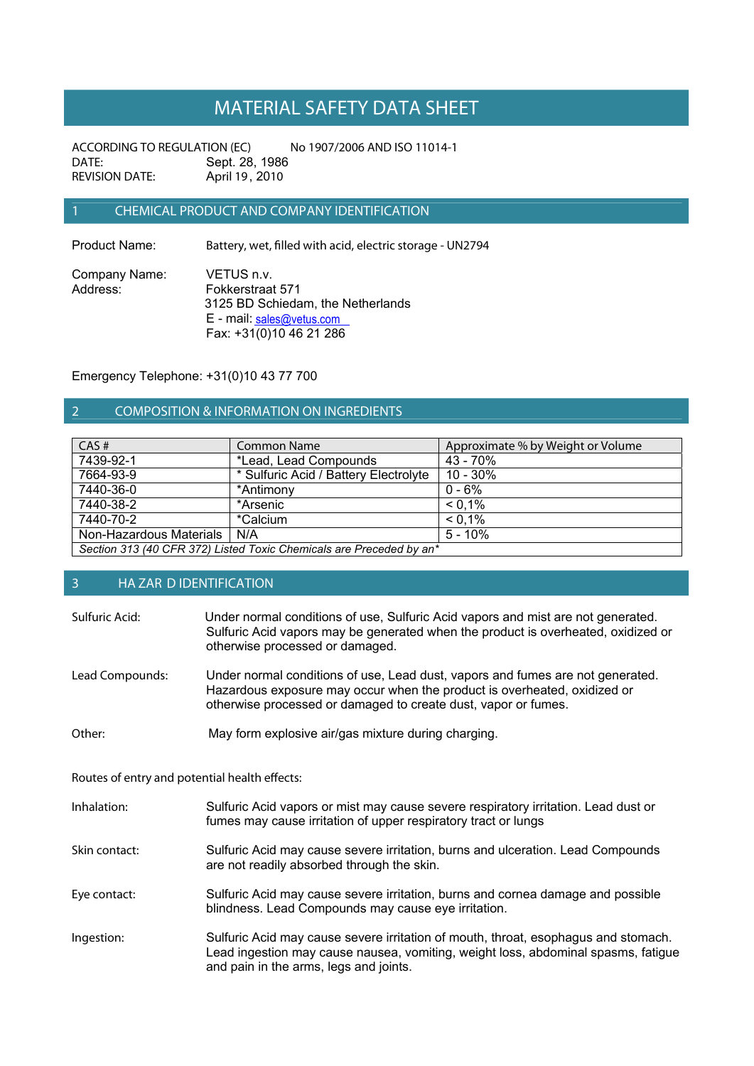# MATERIAL SAFETY DATA SHEET

ACCORDING TO REGULATION (EC) No 1907/2006 AND ISO 11014-1
DATE: Sept. 28, 1986
REVISION DATE: April 19, 2010

## 1 CHEMICAL PRODUCT AND COMPANY IDENTIFICATION

Product Name: Battery, wet, filled with acid, electric storage - UN2794

Company Name: VETUS n.v.
Address: Fokkerstraat 571
3125 BD Schiedam, the Netherlands
E - mail: sales@vetus.com
Fax: +31(0)10 46 21 286

Emergency Telephone: +31(0)10 43 77 700

## 2 COMPOSITION & INFORMATION ON INGREDIENTS

| CAS # | Common Name | Approximate % by Weight or Volume |
|---|---|---|
| 7439-92-1 | *Lead, Lead Compounds | 43 - 70% |
| 7664-93-9 | * Sulfuric Acid / Battery Electrolyte | 10 - 30% |
| 7440-36-0 | *Antimony | 0 - 6% |
| 7440-38-2 | *Arsenic | < 0,1% |
| 7440-70-2 | *Calcium | < 0,1% |
| Non-Hazardous Materials | N/A | 5 - 10% |
| *Section 313 (40 CFR 372) Listed Toxic Chemicals are Preceded by an** | | |

## 3 HA ZAR D IDENTIFICATION

Sulfuric Acid: Under normal conditions of use, Sulfuric Acid vapors and mist are not generated. Sulfuric Acid vapors may be generated when the product is overheated, oxidized or otherwise processed or damaged.

Lead Compounds: Under normal conditions of use, Lead dust, vapors and fumes are not generated. Hazardous exposure may occur when the product is overheated, oxidized or otherwise processed or damaged to create dust, vapor or fumes.

Other: May form explosive air/gas mixture during charging.

Routes of entry and potential health effects:

Inhalation: Sulfuric Acid vapors or mist may cause severe respiratory irritation. Lead dust or fumes may cause irritation of upper respiratory tract or lungs

Skin contact: Sulfuric Acid may cause severe irritation, burns and ulceration. Lead Compounds are not readily absorbed through the skin.

Eye contact: Sulfuric Acid may cause severe irritation, burns and cornea damage and possible blindness. Lead Compounds may cause eye irritation.

Ingestion: Sulfuric Acid may cause severe irritation of mouth, throat, esophagus and stomach. Lead ingestion may cause nausea, vomiting, weight loss, abdominal spasms, fatigue and pain in the arms, legs and joints.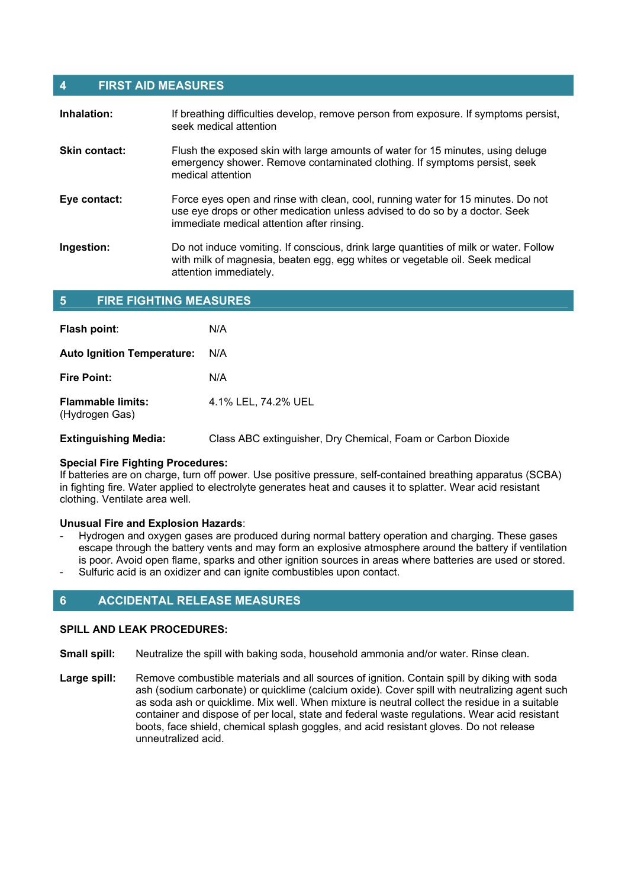## 4 FIRST AID MEASURES

**Inhalation:** If breathing difficulties develop, remove person from exposure. If symptoms persist, seek medical attention

**Skin contact:** Flush the exposed skin with large amounts of water for 15 minutes, using deluge emergency shower. Remove contaminated clothing. If symptoms persist, seek medical attention

**Eye contact:** Force eyes open and rinse with clean, cool, running water for 15 minutes. Do not use eye drops or other medication unless advised to do so by a doctor. Seek immediate medical attention after rinsing.

**Ingestion:** Do not induce vomiting. If conscious, drink large quantities of milk or water. Follow with milk of magnesia, beaten egg, egg whites or vegetable oil. Seek medical attention immediately.

## 5 FIRE FIGHTING MEASURES

**Flash point**: N/A

**Auto Ignition Temperature:** N/A

**Fire Point:** N/A

**Flammable limits:** (Hydrogen Gas) 4.1% LEL, 74.2% UEL

**Extinguishing Media:** Class ABC extinguisher, Dry Chemical, Foam or Carbon Dioxide

**Special Fire Fighting Procedures:**
If batteries are on charge, turn off power. Use positive pressure, self-contained breathing apparatus (SCBA) in fighting fire. Water applied to electrolyte generates heat and causes it to splatter. Wear acid resistant clothing. Ventilate area well.

**Unusual Fire and Explosion Hazards**:
- Hydrogen and oxygen gases are produced during normal battery operation and charging. These gases escape through the battery vents and may form an explosive atmosphere around the battery if ventilation is poor. Avoid open flame, sparks and other ignition sources in areas where batteries are used or stored.
- Sulfuric acid is an oxidizer and can ignite combustibles upon contact.

## 6 ACCIDENTAL RELEASE MEASURES

**SPILL AND LEAK PROCEDURES:**

**Small spill:** Neutralize the spill with baking soda, household ammonia and/or water. Rinse clean.

**Large spill:** Remove combustible materials and all sources of ignition. Contain spill by diking with soda ash (sodium carbonate) or quicklime (calcium oxide). Cover spill with neutralizing agent such as soda ash or quicklime. Mix well. When mixture is neutral collect the residue in a suitable container and dispose of per local, state and federal waste regulations. Wear acid resistant boots, face shield, chemical splash goggles, and acid resistant gloves. Do not release unneutralized acid.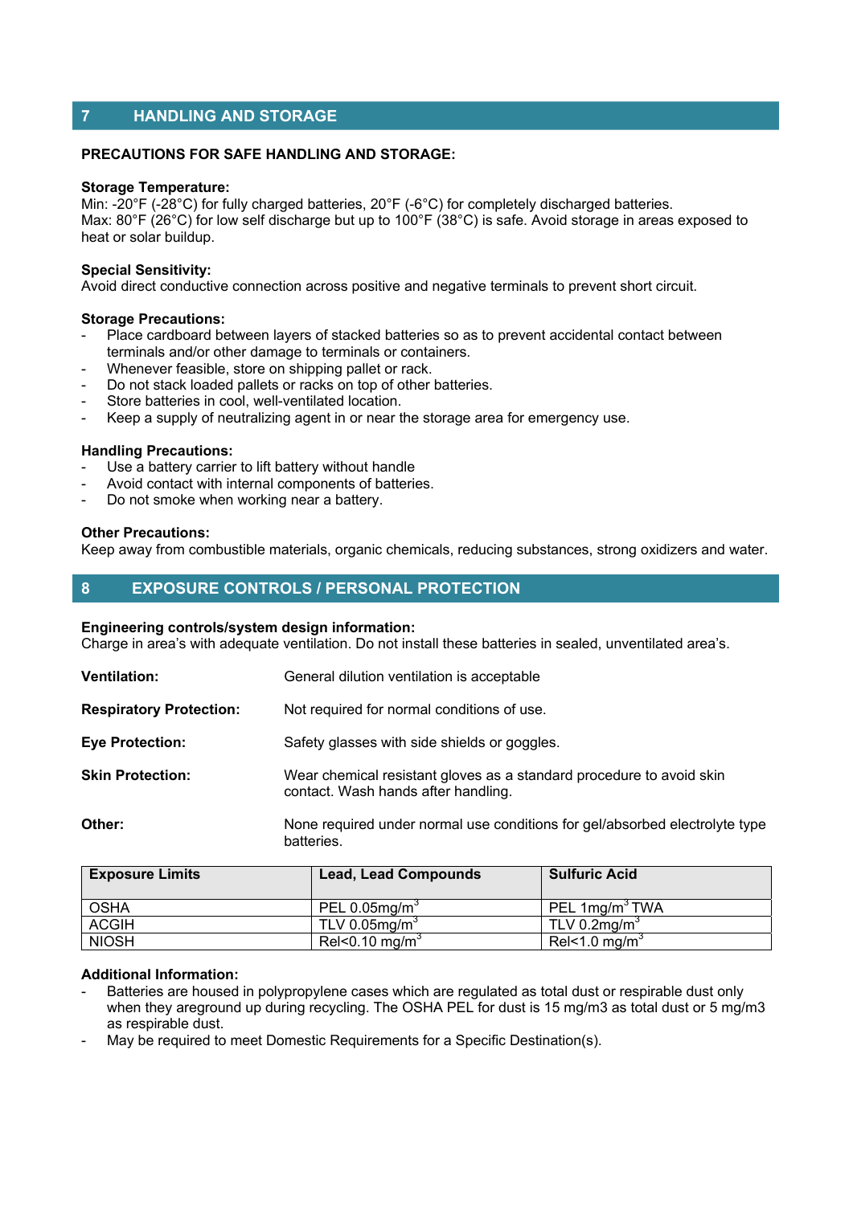## 7 HANDLING AND STORAGE

**PRECAUTIONS FOR SAFE HANDLING AND STORAGE:**

**Storage Temperature:**
Min: -20°F (-28°C) for fully charged batteries, 20°F (-6°C) for completely discharged batteries.
Max: 80°F (26°C) for low self discharge but up to 100°F (38°C) is safe. Avoid storage in areas exposed to heat or solar buildup.

**Special Sensitivity:**
Avoid direct conductive connection across positive and negative terminals to prevent short circuit.

**Storage Precautions:**

- Place cardboard between layers of stacked batteries so as to prevent accidental contact between terminals and/or other damage to terminals or containers.
- Whenever feasible, store on shipping pallet or rack.
- Do not stack loaded pallets or racks on top of other batteries.
- Store batteries in cool, well-ventilated location.
- Keep a supply of neutralizing agent in or near the storage area for emergency use.

**Handling Precautions:**

- Use a battery carrier to lift battery without handle
- Avoid contact with internal components of batteries.
- Do not smoke when working near a battery.

**Other Precautions:**
Keep away from combustible materials, organic chemicals, reducing substances, strong oxidizers and water.

## 8 EXPOSURE CONTROLS / PERSONAL PROTECTION

**Engineering controls/system design information:**
Charge in area's with adequate ventilation. Do not install these batteries in sealed, unventilated area's.

**Ventilation:** General dilution ventilation is acceptable

**Respiratory Protection:** Not required for normal conditions of use.

**Eye Protection:** Safety glasses with side shields or goggles.

**Skin Protection:** Wear chemical resistant gloves as a standard procedure to avoid skin contact. Wash hands after handling.

**Other:** None required under normal use conditions for gel/absorbed electrolyte type batteries.

| **Exposure Limits** | **Lead, Lead Compounds** | **Sulfuric Acid** |
|---|---|---|
| OSHA | PEL 0.05mg/m$^3$ | PEL 1mg/m$^3$ TWA |
| ACGIH | TLV 0.05mg/m$^3$ | TLV 0.2mg/m$^3$ |
| NIOSH | Rel<0.10 mg/m$^3$ | Rel<1.0 mg/m$^3$ |

**Additional Information:**

- Batteries are housed in polypropylene cases which are regulated as total dust or respirable dust only when they areground up during recycling. The OSHA PEL for dust is 15 mg/m3 as total dust or 5 mg/m3 as respirable dust.
- May be required to meet Domestic Requirements for a Specific Destination(s).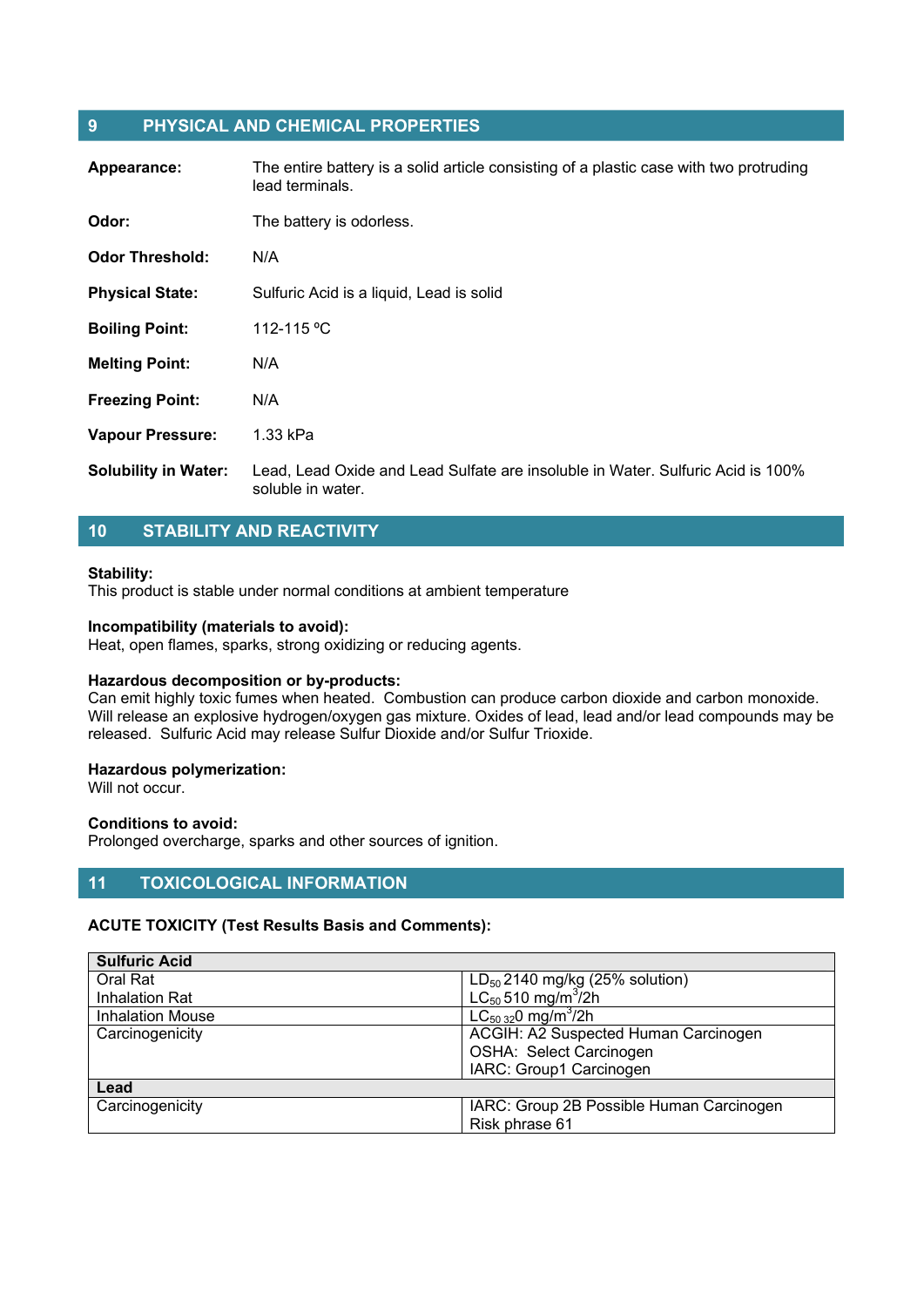## 9 PHYSICAL AND CHEMICAL PROPERTIES

| | |
|---|---|
| **Appearance:** | The entire battery is a solid article consisting of a plastic case with two protruding lead terminals. |
| **Odor:** | The battery is odorless. |
| **Odor Threshold:** | N/A |
| **Physical State:** | Sulfuric Acid is a liquid, Lead is solid |
| **Boiling Point:** | 112-115 ºC |
| **Melting Point:** | N/A |
| **Freezing Point:** | N/A |
| **Vapour Pressure:** | 1.33 kPa |
| **Solubility in Water:** | Lead, Lead Oxide and Lead Sulfate are insoluble in Water. Sulfuric Acid is 100% soluble in water. |

## 10 STABILITY AND REACTIVITY

**Stability:**
This product is stable under normal conditions at ambient temperature

**Incompatibility (materials to avoid):**
Heat, open flames, sparks, strong oxidizing or reducing agents.

**Hazardous decomposition or by-products:**
Can emit highly toxic fumes when heated. Combustion can produce carbon dioxide and carbon monoxide. Will release an explosive hydrogen/oxygen gas mixture. Oxides of lead, lead and/or lead compounds may be released. Sulfuric Acid may release Sulfur Dioxide and/or Sulfur Trioxide.

**Hazardous polymerization:**
Will not occur.

**Conditions to avoid:**
Prolonged overcharge, sparks and other sources of ignition.

## 11 TOXICOLOGICAL INFORMATION

**ACUTE TOXICITY (Test Results Basis and Comments):**

| | |
|---|---|
| **Sulfuric Acid** | |
| Oral Rat<br>Inhalation Rat | $LD_{50}$ 2140 mg/kg (25% solution)<br>$LC_{50}$ 510 mg/$m^3$/2h |
| Inhalation Mouse | $LC_{50\ 32}$0 mg/$m^3$/2h |
| Carcinogenicity | ACGIH: A2 Suspected Human Carcinogen<br>OSHA: Select Carcinogen<br>IARC: Group1 Carcinogen |
| **Lead** | |
| Carcinogenicity | IARC: Group 2B Possible Human Carcinogen<br>Risk phrase 61 |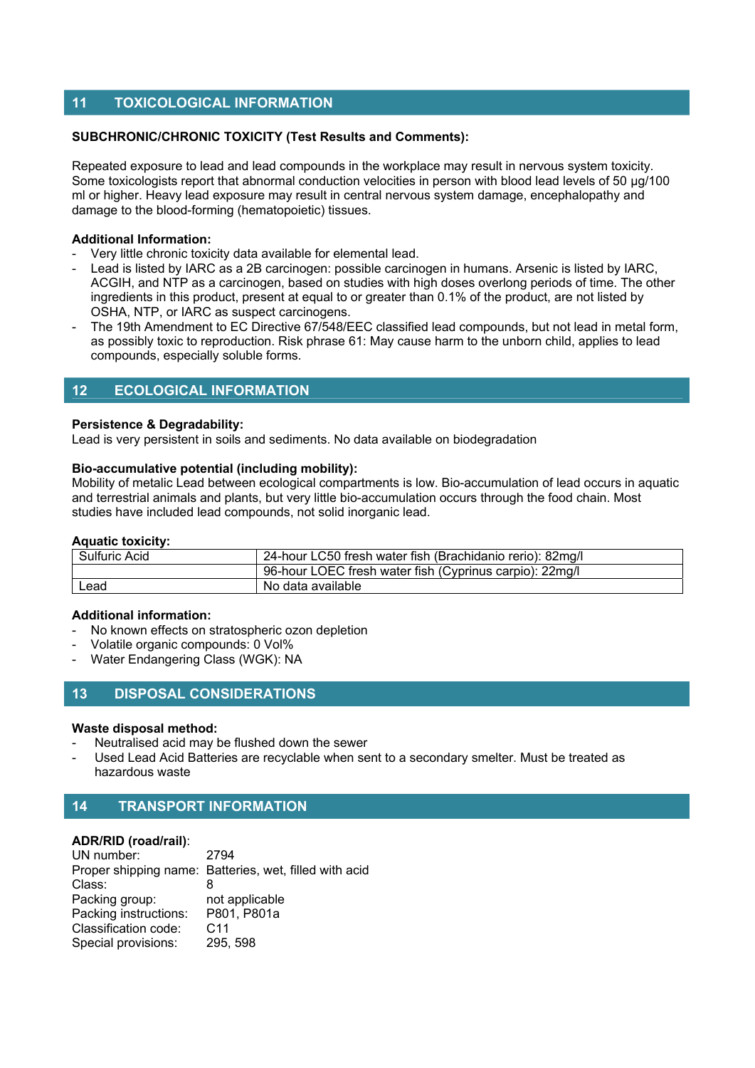## 11 TOXICOLOGICAL INFORMATION

**SUBCHRONIC/CHRONIC TOXICITY (Test Results and Comments):**

Repeated exposure to lead and lead compounds in the workplace may result in nervous system toxicity. Some toxicologists report that abnormal conduction velocities in person with blood lead levels of 50 µg/100 ml or higher. Heavy lead exposure may result in central nervous system damage, encephalopathy and damage to the blood-forming (hematopoietic) tissues.

**Additional Information:**

- Very little chronic toxicity data available for elemental lead.
- Lead is listed by IARC as a 2B carcinogen: possible carcinogen in humans. Arsenic is listed by IARC, ACGIH, and NTP as a carcinogen, based on studies with high doses overlong periods of time. The other ingredients in this product, present at equal to or greater than 0.1% of the product, are not listed by OSHA, NTP, or IARC as suspect carcinogens.
- The 19th Amendment to EC Directive 67/548/EEC classified lead compounds, but not lead in metal form, as possibly toxic to reproduction. Risk phrase 61: May cause harm to the unborn child, applies to lead compounds, especially soluble forms.

## 12 ECOLOGICAL INFORMATION

**Persistence & Degradability:**
Lead is very persistent in soils and sediments. No data available on biodegradation

**Bio-accumulative potential (including mobility):**
Mobility of metalic Lead between ecological compartments is low. Bio-accumulation of lead occurs in aquatic and terrestrial animals and plants, but very little bio-accumulation occurs through the food chain. Most studies have included lead compounds, not solid inorganic lead.

**Aquatic toxicity:**

| | |
|---|---|
| Sulfuric Acid | 24-hour LC50 fresh water fish (Brachidanio rerio): 82mg/l |
| | 96-hour LOEC fresh water fish (Cyprinus carpio): 22mg/l |
| Lead | No data available |

**Additional information:**

- No known effects on stratospheric ozone depletion
- Volatile organic compounds: 0 Vol%
- Water Endangering Class (WGK): NA

## 13 DISPOSAL CONSIDERATIONS

**Waste disposal method:**

- Neutralised acid may be flushed down the sewer
- Used Lead Acid Batteries are recyclable when sent to a secondary smelter. Must be treated as hazardous waste

## 14 TRANSPORT INFORMATION

**ADR/RID (road/rail)**:
UN number: 2794
Proper shipping name: Batteries, wet, filled with acid
Class: 8
Packing group: not applicable
Packing instructions: P801, P801a
Classification code: C11
Special provisions: 295, 598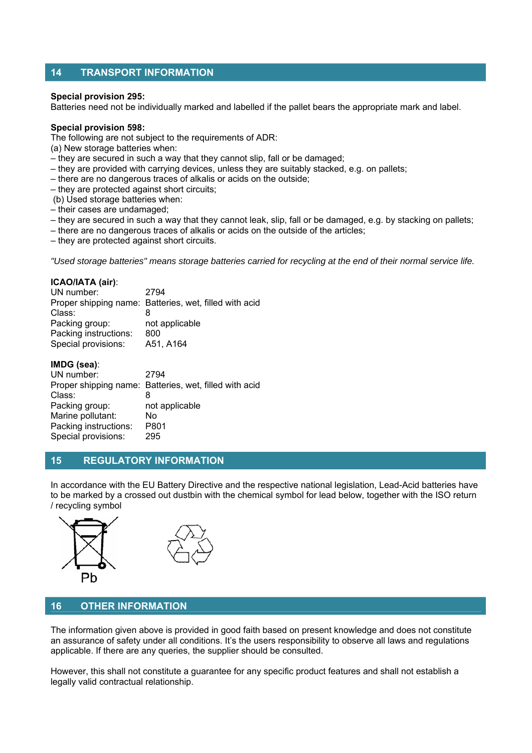## 14 TRANSPORT INFORMATION

**Special provision 295:**
Batteries need not be individually marked and labelled if the pallet bears the appropriate mark and label.

**Special provision 598:**
The following are not subject to the requirements of ADR:
(a) New storage batteries when:
– they are secured in such a way that they cannot slip, fall or be damaged;
– they are provided with carrying devices, unless they are suitably stacked, e.g. on pallets;
– there are no dangerous traces of alkalis or acids on the outside;
– they are protected against short circuits;
(b) Used storage batteries when:
– their cases are undamaged;
– they are secured in such a way that they cannot leak, slip, fall or be damaged, e.g. by stacking on pallets;
– there are no dangerous traces of alkalis or acids on the outside of the articles;
– they are protected against short circuits.

*"Used storage batteries" means storage batteries carried for recycling at the end of their normal service life.*

**ICAO/IATA (air)**:

| | |
|---|---|
| UN number: | 2794 |
| Proper shipping name: | Batteries, wet, filled with acid |
| Class: | 8 |
| Packing group: | not applicable |
| Packing instructions: | 800 |
| Special provisions: | A51, A164 |

**IMDG (sea)**:

| | |
|---|---|
| UN number: | 2794 |
| Proper shipping name: | Batteries, wet, filled with acid |
| Class: | 8 |
| Packing group: | not applicable |
| Marine pollutant: | No |
| Packing instructions: | P801 |
| Special provisions: | 295 |

## 15 REGULATORY INFORMATION

In accordance with the EU Battery Directive and the respective national legislation, Lead-Acid batteries have to be marked by a crossed out dustbin with the chemical symbol for lead below, together with the ISO return / recycling symbol

Pb

## 16 OTHER INFORMATION

The information given above is provided in good faith based on present knowledge and does not constitute an assurance of safety under all conditions. It's the users responsibility to observe all laws and regulations applicable. If there are any queries, the supplier should be consulted.

However, this shall not constitute a guarantee for any specific product features and shall not establish a legally valid contractual relationship.